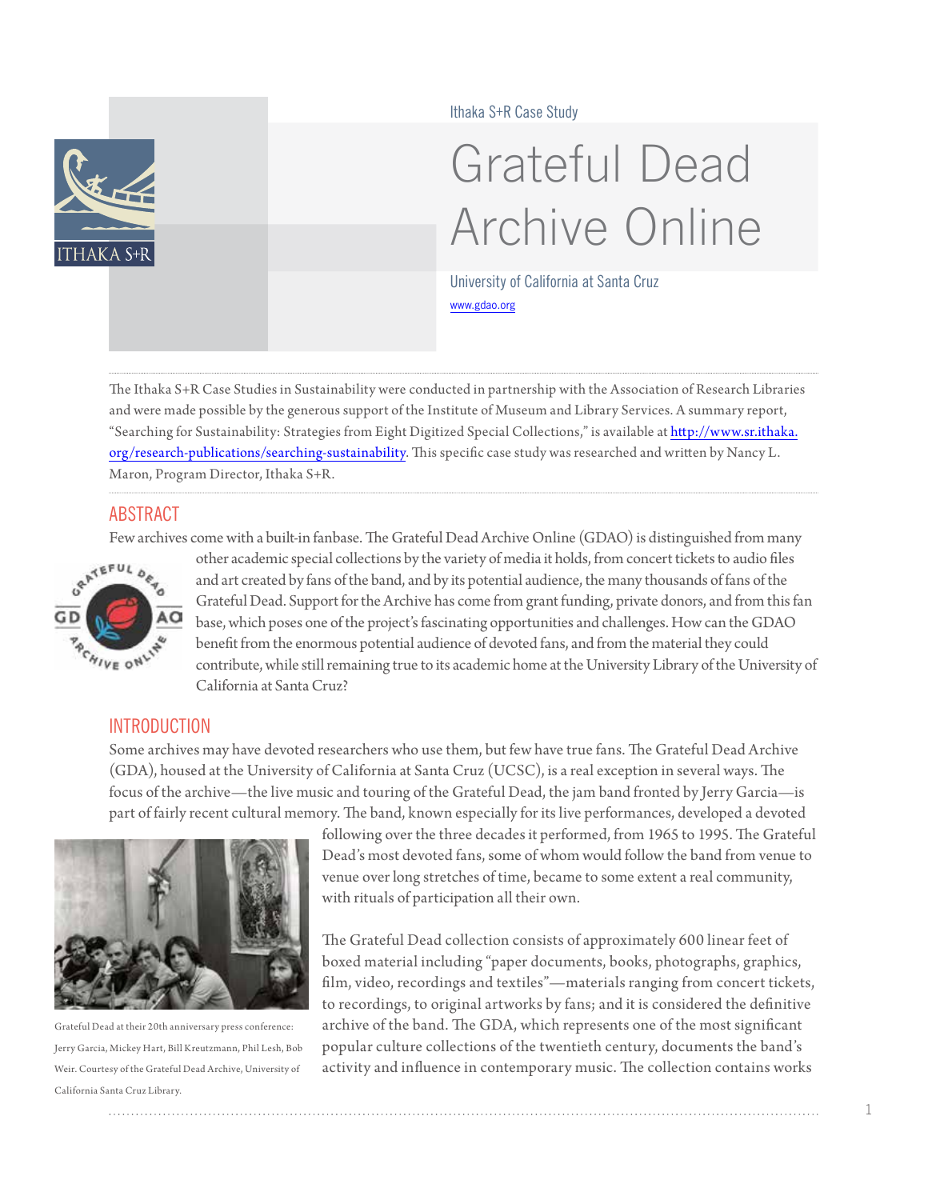Ithaka S+R Case Study

# Grateful Dead Archive Online

University of California at Santa Cruz

www.gdao.org

The Ithaka S+R Case Studies in Sustainability were conducted in partnership with the Association of Research Libraries and were made possible by the generous support of the Institute of Museum and Library Services. A summary report, "Searching for Sustainability: Strategies from Eight Digitized Special Collections," is available at http://www.sr.ithaka.org/research-publications/searching-sustainability. This specific case study was researched and written by Nancy L. Maron, Program Director, Ithaka S+R.

## ABSTRACT

Few archives come with a built-in fanbase. The Grateful Dead Archive Online (GDAO) is distinguished from many other academic special collections by the variety of media it holds, from concert tickets to audio files and art created by fans of the band, and by its potential audience, the many thousands of fans of the Grateful Dead. Support for the Archive has come from grant funding, private donors, and from this fan base, which poses one of the project's fascinating opportunities and challenges. How can the GDAO benefit from the enormous potential audience of devoted fans, and from the material they could contribute, while still remaining true to its academic home at the University Library of the University of California at Santa Cruz?

## INTRODUCTION

Some archives may have devoted researchers who use them, but few have true fans. The Grateful Dead Archive (GDA), housed at the University of California at Santa Cruz (UCSC), is a real exception in several ways. The focus of the archive—the live music and touring of the Grateful Dead, the jam band fronted by Jerry Garcia—is part of fairly recent cultural memory. The band, known especially for its live performances, developed a devoted following over the three decades it performed, from 1965 to 1995. The Grateful Dead's most devoted fans, some of whom would follow the band from venue to venue over long stretches of time, became to some extent a real community, with rituals of participation all their own.

Grateful Dead at their 20th anniversary press conference: Jerry Garcia, Mickey Hart, Bill Kreutzmann, Phil Lesh, Bob Weir. Courtesy of the Grateful Dead Archive, University of California Santa Cruz Library.

The Grateful Dead collection consists of approximately 600 linear feet of boxed material including "paper documents, books, photographs, graphics, film, video, recordings and textiles"—materials ranging from concert tickets, to recordings, to original artworks by fans; and it is considered the definitive archive of the band. The GDA, which represents one of the most significant popular culture collections of the twentieth century, documents the band's activity and influence in contemporary music. The collection contains works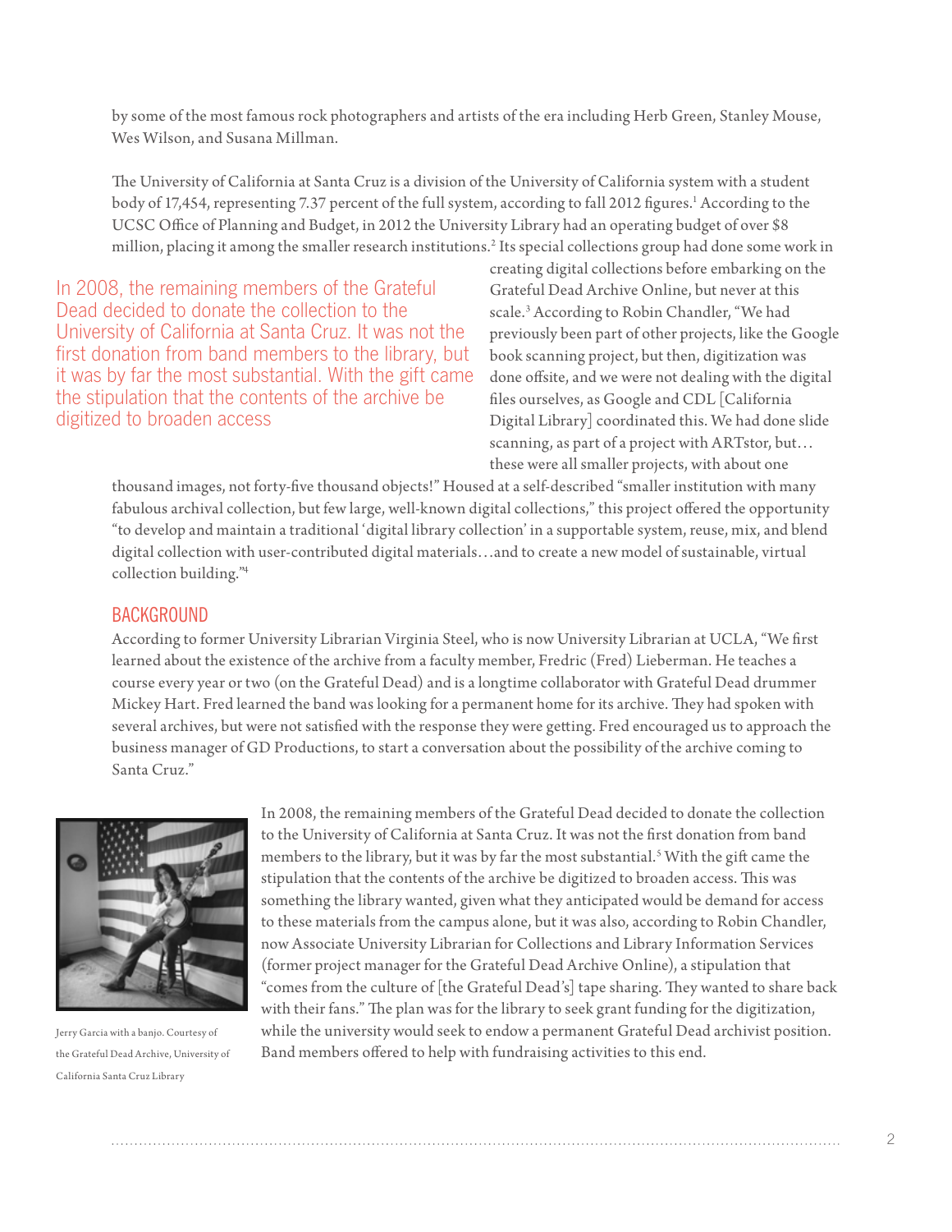by some of the most famous rock photographers and artists of the era including Herb Green, Stanley Mouse, Wes Wilson, and Susana Millman.

The University of California at Santa Cruz is a division of the University of California system with a student body of 17,454, representing 7.37 percent of the full system, according to fall 2012 figures.[1] According to the UCSC Office of Planning and Budget, in 2012 the University Library had an operating budget of over $8 million, placing it among the smaller research institutions.[2] Its special collections group had done some work in creating digital collections before embarking on the Grateful Dead Archive Online, but never at this scale.[3] According to Robin Chandler, "We had previously been part of other projects, like the Google book scanning project, but then, digitization was done offsite, and we were not dealing with the digital files ourselves, as Google and CDL [California Digital Library] coordinated this. We had done slide scanning, as part of a project with ARTstor, but… these were all smaller projects, with about one thousand images, not forty-five thousand objects!" Housed at a self-described "smaller institution with many fabulous archival collection, but few large, well-known digital collections," this project offered the opportunity "to develop and maintain a traditional 'digital library collection' in a supportable system, reuse, mix, and blend digital collection with user-contributed digital materials…and to create a new model of sustainable, virtual collection building."[4]

> In 2008, the remaining members of the Grateful Dead decided to donate the collection to the University of California at Santa Cruz. It was not the first donation from band members to the library, but it was by far the most substantial. With the gift came the stipulation that the contents of the archive be digitized to broaden access

## BACKGROUND

According to former University Librarian Virginia Steel, who is now University Librarian at UCLA, "We first learned about the existence of the archive from a faculty member, Fredric (Fred) Lieberman. He teaches a course every year or two (on the Grateful Dead) and is a longtime collaborator with Grateful Dead drummer Mickey Hart. Fred learned the band was looking for a permanent home for its archive. They had spoken with several archives, but were not satisfied with the response they were getting. Fred encouraged us to approach the business manager of GD Productions, to start a conversation about the possibility of the archive coming to Santa Cruz."

In 2008, the remaining members of the Grateful Dead decided to donate the collection to the University of California at Santa Cruz. It was not the first donation from band members to the library, but it was by far the most substantial.[5] With the gift came the stipulation that the contents of the archive be digitized to broaden access. This was something the library wanted, given what they anticipated would be demand for access to these materials from the campus alone, but it was also, according to Robin Chandler, now Associate University Librarian for Collections and Library Information Services (former project manager for the Grateful Dead Archive Online), a stipulation that "comes from the culture of [the Grateful Dead's] tape sharing. They wanted to share back with their fans." The plan was for the library to seek grant funding for the digitization, while the university would seek to endow a permanent Grateful Dead archivist position. Band members offered to help with fundraising activities to this end.

Jerry Garcia with a banjo. Courtesy of the Grateful Dead Archive, University of California Santa Cruz Library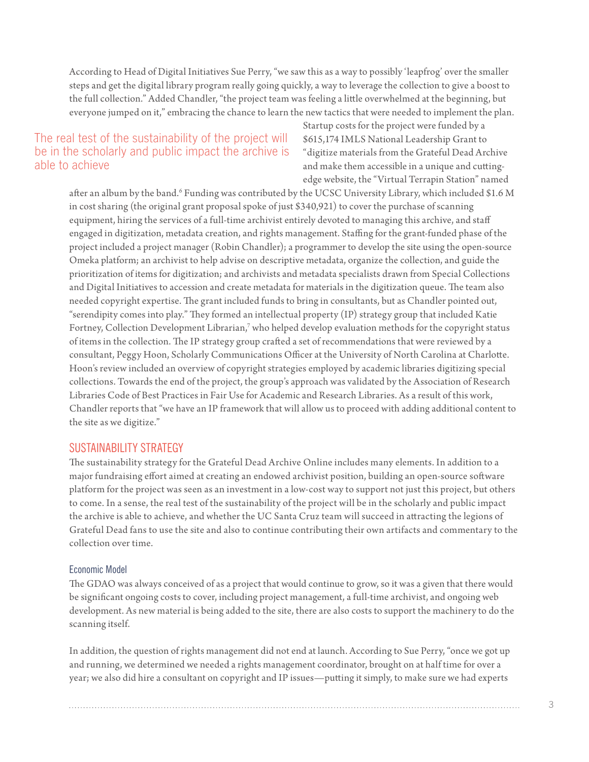According to Head of Digital Initiatives Sue Perry, "we saw this as a way to possibly 'leapfrog' over the smaller steps and get the digital library program really going quickly, a way to leverage the collection to give a boost to the full collection." Added Chandler, "the project team was feeling a little overwhelmed at the beginning, but everyone jumped on it," embracing the chance to learn the new tactics that were needed to implement the plan.

> The real test of the sustainability of the project will be in the scholarly and public impact the archive is able to achieve

Startup costs for the project were funded by a $615,174 IMLS National Leadership Grant to "digitize materials from the Grateful Dead Archive and make them accessible in a unique and cutting-edge website, the "Virtual Terrapin Station" named after an album by the band.[6] Funding was contributed by the UCSC University Library, which included $1.6 M in cost sharing (the original grant proposal spoke of just $340,921) to cover the purchase of scanning equipment, hiring the services of a full-time archivist entirely devoted to managing this archive, and staff engaged in digitization, metadata creation, and rights management. Staffing for the grant-funded phase of the project included a project manager (Robin Chandler); a programmer to develop the site using the open-source Omeka platform; an archivist to help advise on descriptive metadata, organize the collection, and guide the prioritization of items for digitization; and archivists and metadata specialists drawn from Special Collections and Digital Initiatives to accession and create metadata for materials in the digitization queue. The team also needed copyright expertise. The grant included funds to bring in consultants, but as Chandler pointed out, "serendipity comes into play." They formed an intellectual property (IP) strategy group that included Katie Fortney, Collection Development Librarian,[7] who helped develop evaluation methods for the copyright status of items in the collection. The IP strategy group crafted a set of recommendations that were reviewed by a consultant, Peggy Hoon, Scholarly Communications Officer at the University of North Carolina at Charlotte. Hoon's review included an overview of copyright strategies employed by academic libraries digitizing special collections. Towards the end of the project, the group's approach was validated by the Association of Research Libraries Code of Best Practices in Fair Use for Academic and Research Libraries. As a result of this work, Chandler reports that "we have an IP framework that will allow us to proceed with adding additional content to the site as we digitize."

## SUSTAINABILITY STRATEGY

The sustainability strategy for the Grateful Dead Archive Online includes many elements. In addition to a major fundraising effort aimed at creating an endowed archivist position, building an open-source software platform for the project was seen as an investment in a low-cost way to support not just this project, but others to come. In a sense, the real test of the sustainability of the project will be in the scholarly and public impact the archive is able to achieve, and whether the UC Santa Cruz team will succeed in attracting the legions of Grateful Dead fans to use the site and also to continue contributing their own artifacts and commentary to the collection over time.

### Economic Model

The GDAO was always conceived of as a project that would continue to grow, so it was a given that there would be significant ongoing costs to cover, including project management, a full-time archivist, and ongoing web development. As new material is being added to the site, there are also costs to support the machinery to do the scanning itself.

In addition, the question of rights management did not end at launch. According to Sue Perry, "once we got up and running, we determined we needed a rights management coordinator, brought on at half time for over a year; we also did hire a consultant on copyright and IP issues—putting it simply, to make sure we had experts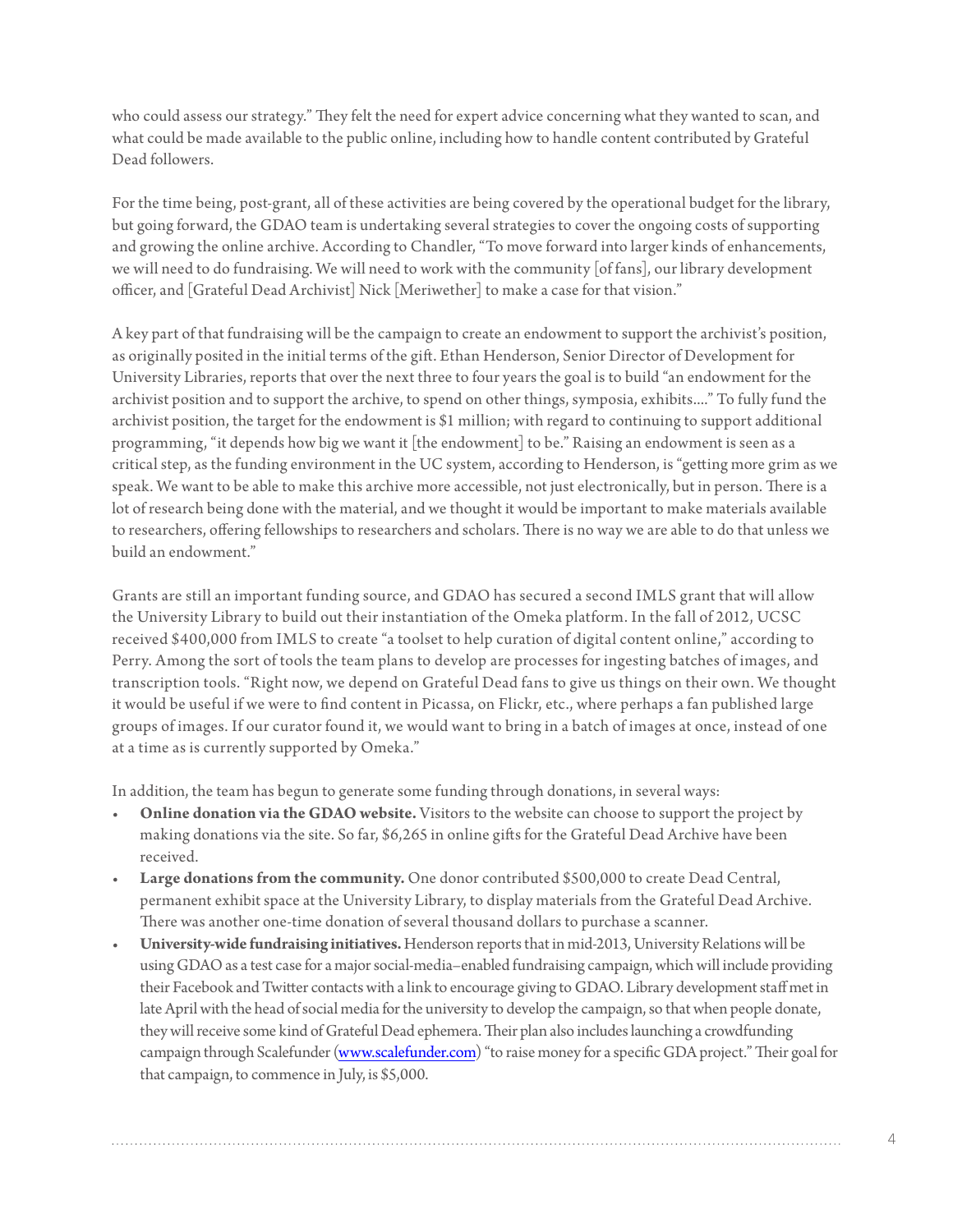who could assess our strategy." They felt the need for expert advice concerning what they wanted to scan, and what could be made available to the public online, including how to handle content contributed by Grateful Dead followers.

For the time being, post-grant, all of these activities are being covered by the operational budget for the library, but going forward, the GDAO team is undertaking several strategies to cover the ongoing costs of supporting and growing the online archive. According to Chandler, "To move forward into larger kinds of enhancements, we will need to do fundraising. We will need to work with the community [of fans], our library development officer, and [Grateful Dead Archivist] Nick [Meriwether] to make a case for that vision."

A key part of that fundraising will be the campaign to create an endowment to support the archivist's position, as originally posited in the initial terms of the gift. Ethan Henderson, Senior Director of Development for University Libraries, reports that over the next three to four years the goal is to build "an endowment for the archivist position and to support the archive, to spend on other things, symposia, exhibits...." To fully fund the archivist position, the target for the endowment is $1 million; with regard to continuing to support additional programming, "it depends how big we want it [the endowment] to be." Raising an endowment is seen as a critical step, as the funding environment in the UC system, according to Henderson, is "getting more grim as we speak. We want to be able to make this archive more accessible, not just electronically, but in person. There is a lot of research being done with the material, and we thought it would be important to make materials available to researchers, offering fellowships to researchers and scholars. There is no way we are able to do that unless we build an endowment."

Grants are still an important funding source, and GDAO has secured a second IMLS grant that will allow the University Library to build out their instantiation of the Omeka platform. In the fall of 2012, UCSC received $400,000 from IMLS to create "a toolset to help curation of digital content online," according to Perry. Among the sort of tools the team plans to develop are processes for ingesting batches of images, and transcription tools. "Right now, we depend on Grateful Dead fans to give us things on their own. We thought it would be useful if we were to find content in Picassa, on Flickr, etc., where perhaps a fan published large groups of images. If our curator found it, we would want to bring in a batch of images at once, instead of one at a time as is currently supported by Omeka."

In addition, the team has begun to generate some funding through donations, in several ways:

- **Online donation via the GDAO website.** Visitors to the website can choose to support the project by making donations via the site. So far, $6,265 in online gifts for the Grateful Dead Archive have been received.
- **Large donations from the community.** One donor contributed $500,000 to create Dead Central, permanent exhibit space at the University Library, to display materials from the Grateful Dead Archive. There was another one-time donation of several thousand dollars to purchase a scanner.
- **University-wide fundraising initiatives.** Henderson reports that in mid-2013, University Relations will be using GDAO as a test case for a major social-media–enabled fundraising campaign, which will include providing their Facebook and Twitter contacts with a link to encourage giving to GDAO. Library development staff met in late April with the head of social media for the university to develop the campaign, so that when people donate, they will receive some kind of Grateful Dead ephemera. Their plan also includes launching a crowdfunding campaign through Scalefunder (www.scalefunder.com) "to raise money for a specific GDA project." Their goal for that campaign, to commence in July, is $5,000.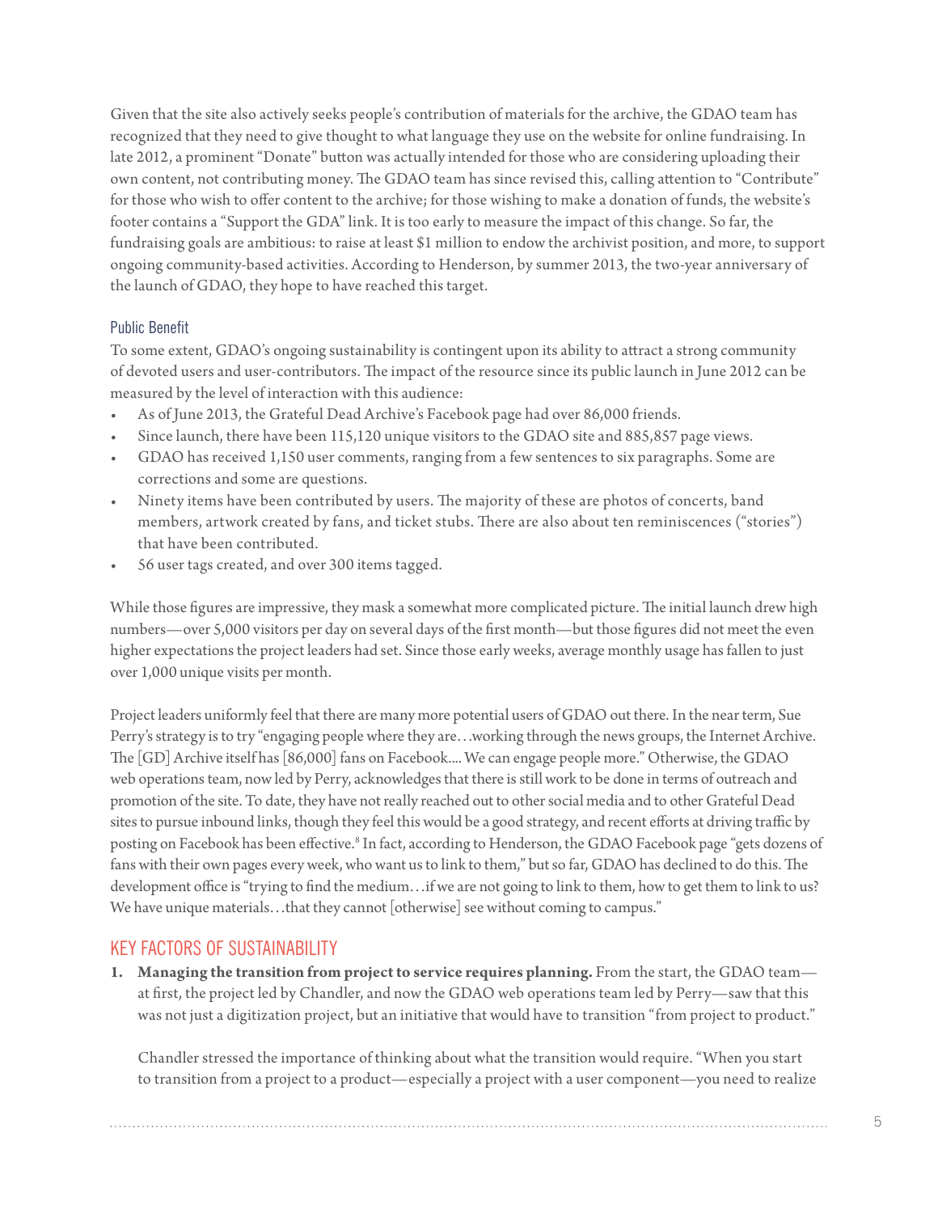Given that the site also actively seeks people's contribution of materials for the archive, the GDAO team has recognized that they need to give thought to what language they use on the website for online fundraising. In late 2012, a prominent "Donate" button was actually intended for those who are considering uploading their own content, not contributing money. The GDAO team has since revised this, calling attention to "Contribute" for those who wish to offer content to the archive; for those wishing to make a donation of funds, the website's footer contains a "Support the GDA" link. It is too early to measure the impact of this change. So far, the fundraising goals are ambitious: to raise at least $1 million to endow the archivist position, and more, to support ongoing community-based activities. According to Henderson, by summer 2013, the two-year anniversary of the launch of GDAO, they hope to have reached this target.

### Public Benefit

To some extent, GDAO's ongoing sustainability is contingent upon its ability to attract a strong community of devoted users and user-contributors. The impact of the resource since its public launch in June 2012 can be measured by the level of interaction with this audience:

- As of June 2013, the Grateful Dead Archive's Facebook page had over 86,000 friends.
- Since launch, there have been 115,120 unique visitors to the GDAO site and 885,857 page views.
- GDAO has received 1,150 user comments, ranging from a few sentences to six paragraphs. Some are corrections and some are questions.
- Ninety items have been contributed by users. The majority of these are photos of concerts, band members, artwork created by fans, and ticket stubs. There are also about ten reminiscences ("stories") that have been contributed.
- 56 user tags created, and over 300 items tagged.

While those figures are impressive, they mask a somewhat more complicated picture. The initial launch drew high numbers—over 5,000 visitors per day on several days of the first month—but those figures did not meet the even higher expectations the project leaders had set. Since those early weeks, average monthly usage has fallen to just over 1,000 unique visits per month.

Project leaders uniformly feel that there are many more potential users of GDAO out there. In the near term, Sue Perry's strategy is to try "engaging people where they are…working through the news groups, the Internet Archive. The [GD] Archive itself has [86,000] fans on Facebook.... We can engage people more." Otherwise, the GDAO web operations team, now led by Perry, acknowledges that there is still work to be done in terms of outreach and promotion of the site. To date, they have not really reached out to other social media and to other Grateful Dead sites to pursue inbound links, though they feel this would be a good strategy, and recent efforts at driving traffic by posting on Facebook has been effective.[8] In fact, according to Henderson, the GDAO Facebook page "gets dozens of fans with their own pages every week, who want us to link to them," but so far, GDAO has declined to do this. The development office is "trying to find the medium…if we are not going to link to them, how to get them to link to us? We have unique materials…that they cannot [otherwise] see without coming to campus."

## KEY FACTORS OF SUSTAINABILITY

1. **Managing the transition from project to service requires planning.** From the start, the GDAO team—at first, the project led by Chandler, and now the GDAO web operations team led by Perry—saw that this was not just a digitization project, but an initiative that would have to transition "from project to product."

   Chandler stressed the importance of thinking about what the transition would require. "When you start to transition from a project to a product—especially a project with a user component—you need to realize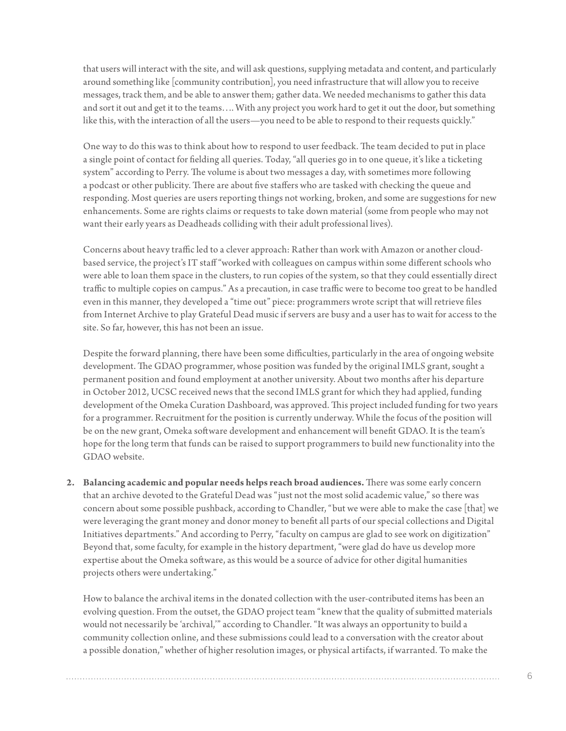that users will interact with the site, and will ask questions, supplying metadata and content, and particularly around something like [community contribution], you need infrastructure that will allow you to receive messages, track them, and be able to answer them; gather data. We needed mechanisms to gather this data and sort it out and get it to the teams…. With any project you work hard to get it out the door, but something like this, with the interaction of all the users—you need to be able to respond to their requests quickly."

One way to do this was to think about how to respond to user feedback. The team decided to put in place a single point of contact for fielding all queries. Today, "all queries go in to one queue, it's like a ticketing system" according to Perry. The volume is about two messages a day, with sometimes more following a podcast or other publicity. There are about five staffers who are tasked with checking the queue and responding. Most queries are users reporting things not working, broken, and some are suggestions for new enhancements. Some are rights claims or requests to take down material (some from people who may not want their early years as Deadheads colliding with their adult professional lives).

Concerns about heavy traffic led to a clever approach: Rather than work with Amazon or another cloud-based service, the project's IT staff "worked with colleagues on campus within some different schools who were able to loan them space in the clusters, to run copies of the system, so that they could essentially direct traffic to multiple copies on campus." As a precaution, in case traffic were to become too great to be handled even in this manner, they developed a "time out" piece: programmers wrote script that will retrieve files from Internet Archive to play Grateful Dead music if servers are busy and a user has to wait for access to the site. So far, however, this has not been an issue.

Despite the forward planning, there have been some difficulties, particularly in the area of ongoing website development. The GDAO programmer, whose position was funded by the original IMLS grant, sought a permanent position and found employment at another university. About two months after his departure in October 2012, UCSC received news that the second IMLS grant for which they had applied, funding development of the Omeka Curation Dashboard, was approved. This project included funding for two years for a programmer. Recruitment for the position is currently underway. While the focus of the position will be on the new grant, Omeka software development and enhancement will benefit GDAO. It is the team's hope for the long term that funds can be raised to support programmers to build new functionality into the GDAO website.

2. **Balancing academic and popular needs helps reach broad audiences.** There was some early concern that an archive devoted to the Grateful Dead was "just not the most solid academic value," so there was concern about some possible pushback, according to Chandler, "but we were able to make the case [that] we were leveraging the grant money and donor money to benefit all parts of our special collections and Digital Initiatives departments." And according to Perry, "faculty on campus are glad to see work on digitization" Beyond that, some faculty, for example in the history department, "were glad do have us develop more expertise about the Omeka software, as this would be a source of advice for other digital humanities projects others were undertaking."

   How to balance the archival items in the donated collection with the user-contributed items has been an evolving question. From the outset, the GDAO project team "knew that the quality of submitted materials would not necessarily be 'archival,'" according to Chandler. "It was always an opportunity to build a community collection online, and these submissions could lead to a conversation with the creator about a possible donation," whether of higher resolution images, or physical artifacts, if warranted. To make the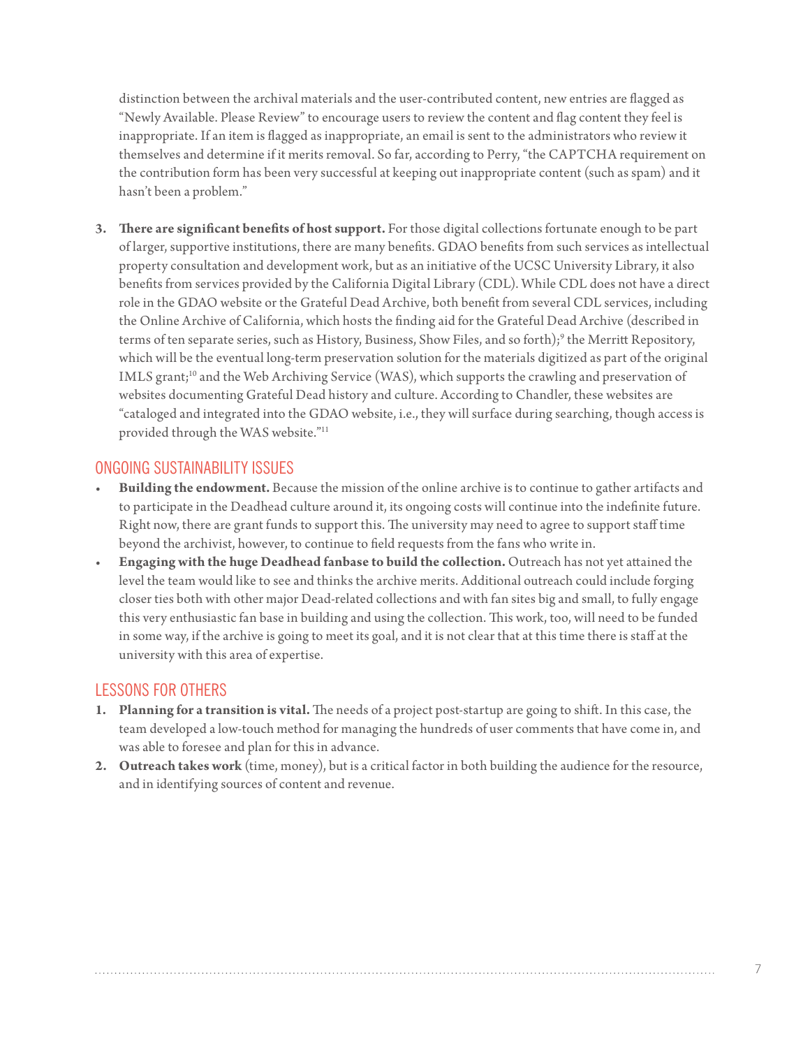distinction between the archival materials and the user-contributed content, new entries are flagged as "Newly Available. Please Review" to encourage users to review the content and flag content they feel is inappropriate. If an item is flagged as inappropriate, an email is sent to the administrators who review it themselves and determine if it merits removal. So far, according to Perry, "the CAPTCHA requirement on the contribution form has been very successful at keeping out inappropriate content (such as spam) and it hasn't been a problem."

3. **There are significant benefits of host support.** For those digital collections fortunate enough to be part of larger, supportive institutions, there are many benefits. GDAO benefits from such services as intellectual property consultation and development work, but as an initiative of the UCSC University Library, it also benefits from services provided by the California Digital Library (CDL). While CDL does not have a direct role in the GDAO website or the Grateful Dead Archive, both benefit from several CDL services, including the Online Archive of California, which hosts the finding aid for the Grateful Dead Archive (described in terms of ten separate series, such as History, Business, Show Files, and so forth);[9] the Merritt Repository, which will be the eventual long-term preservation solution for the materials digitized as part of the original IMLS grant;[10] and the Web Archiving Service (WAS), which supports the crawling and preservation of websites documenting Grateful Dead history and culture. According to Chandler, these websites are "cataloged and integrated into the GDAO website, i.e., they will surface during searching, though access is provided through the WAS website."[11]

## ONGOING SUSTAINABILITY ISSUES

- **Building the endowment.** Because the mission of the online archive is to continue to gather artifacts and to participate in the Deadhead culture around it, its ongoing costs will continue into the indefinite future. Right now, there are grant funds to support this. The university may need to agree to support staff time beyond the archivist, however, to continue to field requests from the fans who write in.
- **Engaging with the huge Deadhead fanbase to build the collection.** Outreach has not yet attained the level the team would like to see and thinks the archive merits. Additional outreach could include forging closer ties both with other major Dead-related collections and with fan sites big and small, to fully engage this very enthusiastic fan base in building and using the collection. This work, too, will need to be funded in some way, if the archive is going to meet its goal, and it is not clear that at this time there is staff at the university with this area of expertise.

## LESSONS FOR OTHERS

1. **Planning for a transition is vital.** The needs of a project post-startup are going to shift. In this case, the team developed a low-touch method for managing the hundreds of user comments that have come in, and was able to foresee and plan for this in advance.
2. **Outreach takes work** (time, money), but is a critical factor in both building the audience for the resource, and in identifying sources of content and revenue.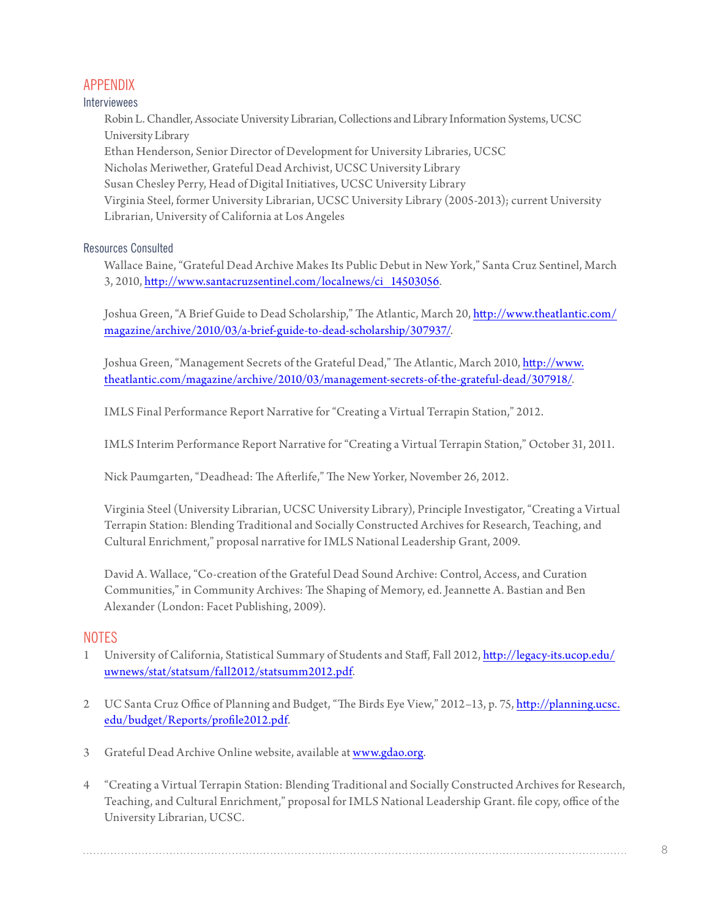# APPENDIX

## Interviewees

Robin L. Chandler, Associate University Librarian, Collections and Library Information Systems, UCSC University Library
Ethan Henderson, Senior Director of Development for University Libraries, UCSC
Nicholas Meriwether, Grateful Dead Archivist, UCSC University Library
Susan Chesley Perry, Head of Digital Initiatives, UCSC University Library
Virginia Steel, former University Librarian, UCSC University Library (2005-2013); current University Librarian, University of California at Los Angeles

## Resources Consulted

Wallace Baine, "Grateful Dead Archive Makes Its Public Debut in New York," Santa Cruz Sentinel, March 3, 2010, http://www.santacruzsentinel.com/localnews/ci_14503056.

Joshua Green, "A Brief Guide to Dead Scholarship," The Atlantic, March 20, http://www.theatlantic.com/magazine/archive/2010/03/a-brief-guide-to-dead-scholarship/307937/.

Joshua Green, "Management Secrets of the Grateful Dead," The Atlantic, March 2010, http://www.theatlantic.com/magazine/archive/2010/03/management-secrets-of-the-grateful-dead/307918/.

IMLS Final Performance Report Narrative for "Creating a Virtual Terrapin Station," 2012.

IMLS Interim Performance Report Narrative for "Creating a Virtual Terrapin Station," October 31, 2011.

Nick Paumgarten, "Deadhead: The Afterlife," The New Yorker, November 26, 2012.

Virginia Steel (University Librarian, UCSC University Library), Principle Investigator, "Creating a Virtual Terrapin Station: Blending Traditional and Socially Constructed Archives for Research, Teaching, and Cultural Enrichment," proposal narrative for IMLS National Leadership Grant, 2009.

David A. Wallace, "Co-creation of the Grateful Dead Sound Archive: Control, Access, and Curation Communities," in Community Archives: The Shaping of Memory, ed. Jeannette A. Bastian and Ben Alexander (London: Facet Publishing, 2009).

# NOTES

1. University of California, Statistical Summary of Students and Staff, Fall 2012, http://legacy-its.ucop.edu/uwnews/stat/statsum/fall2012/statsumm2012.pdf.

2. UC Santa Cruz Office of Planning and Budget, "The Birds Eye View," 2012–13, p. 75, http://planning.ucsc.edu/budget/Reports/profile2012.pdf.

3. Grateful Dead Archive Online website, available at www.gdao.org.

4. "Creating a Virtual Terrapin Station: Blending Traditional and Socially Constructed Archives for Research, Teaching, and Cultural Enrichment," proposal for IMLS National Leadership Grant. file copy, office of the University Librarian, UCSC.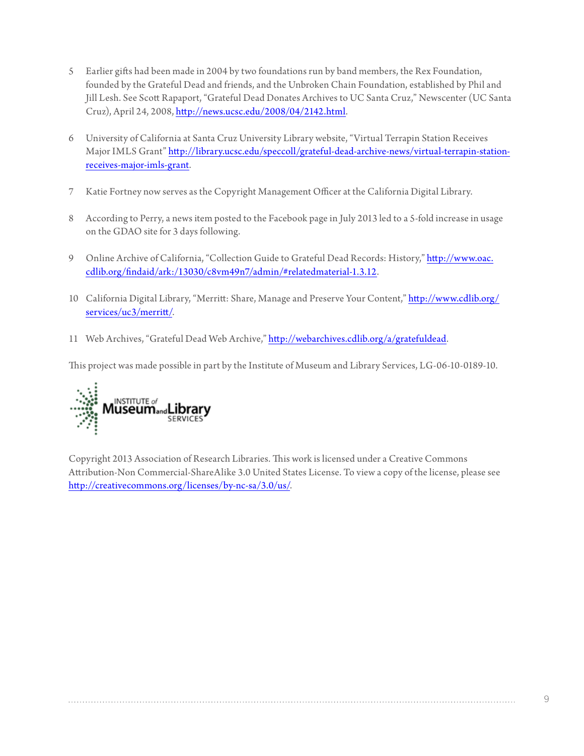5 Earlier gifts had been made in 2004 by two foundations run by band members, the Rex Foundation, founded by the Grateful Dead and friends, and the Unbroken Chain Foundation, established by Phil and Jill Lesh. See Scott Rapaport, "Grateful Dead Donates Archives to UC Santa Cruz," Newscenter (UC Santa Cruz), April 24, 2008, http://news.ucsc.edu/2008/04/2142.html.

6 University of California at Santa Cruz University Library website, "Virtual Terrapin Station Receives Major IMLS Grant" http://library.ucsc.edu/speccoll/grateful-dead-archive-news/virtual-terrapin-station-receives-major-imls-grant.

7 Katie Fortney now serves as the Copyright Management Officer at the California Digital Library.

8 According to Perry, a news item posted to the Facebook page in July 2013 led to a 5-fold increase in usage on the GDAO site for 3 days following.

9 Online Archive of California, "Collection Guide to Grateful Dead Records: History," http://www.oac.cdlib.org/findaid/ark:/13030/c8vm49n7/admin/#relatedmaterial-1.3.12.

10 California Digital Library, "Merritt: Share, Manage and Preserve Your Content," http://www.cdlib.org/services/uc3/merritt/.

11 Web Archives, "Grateful Dead Web Archive," http://webarchives.cdlib.org/a/gratefuldead.

This project was made possible in part by the Institute of Museum and Library Services, LG-06-10-0189-10.

INSTITUTE of Museum and Library SERVICES

Copyright 2013 Association of Research Libraries. This work is licensed under a Creative Commons Attribution-Non Commercial-ShareAlike 3.0 United States License. To view a copy of the license, please see http://creativecommons.org/licenses/by-nc-sa/3.0/us/.